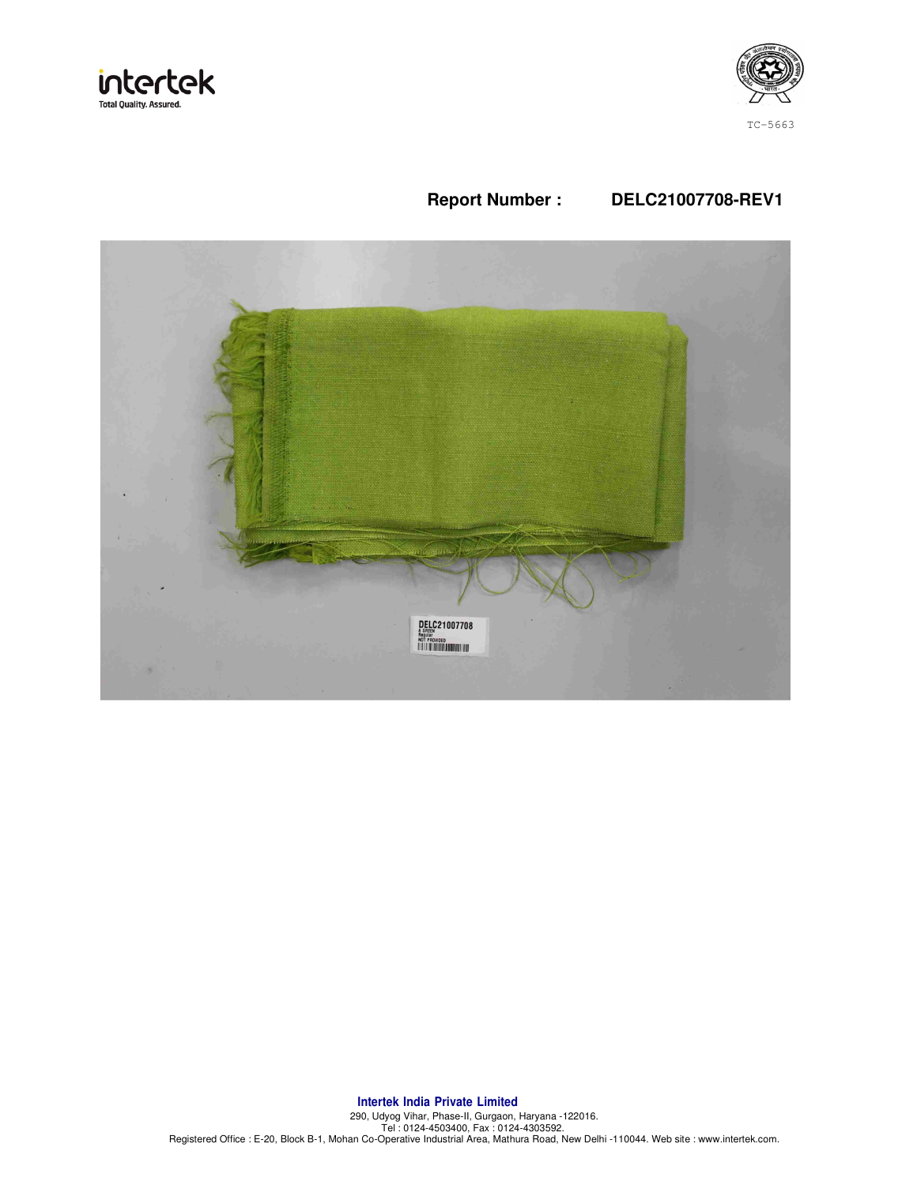TC-5663

**Report Number : DELC21007708-REV1**

**Intertek India Private Limited**
290, Udyog Vihar, Phase-II, Gurgaon, Haryana -122016.
Tel : 0124-4503400, Fax : 0124-4303592.
Registered Office : E-20, Block B-1, Mohan Co-Operative Industrial Area, Mathura Road, New Delhi -110044. Web site : www.intertek.com.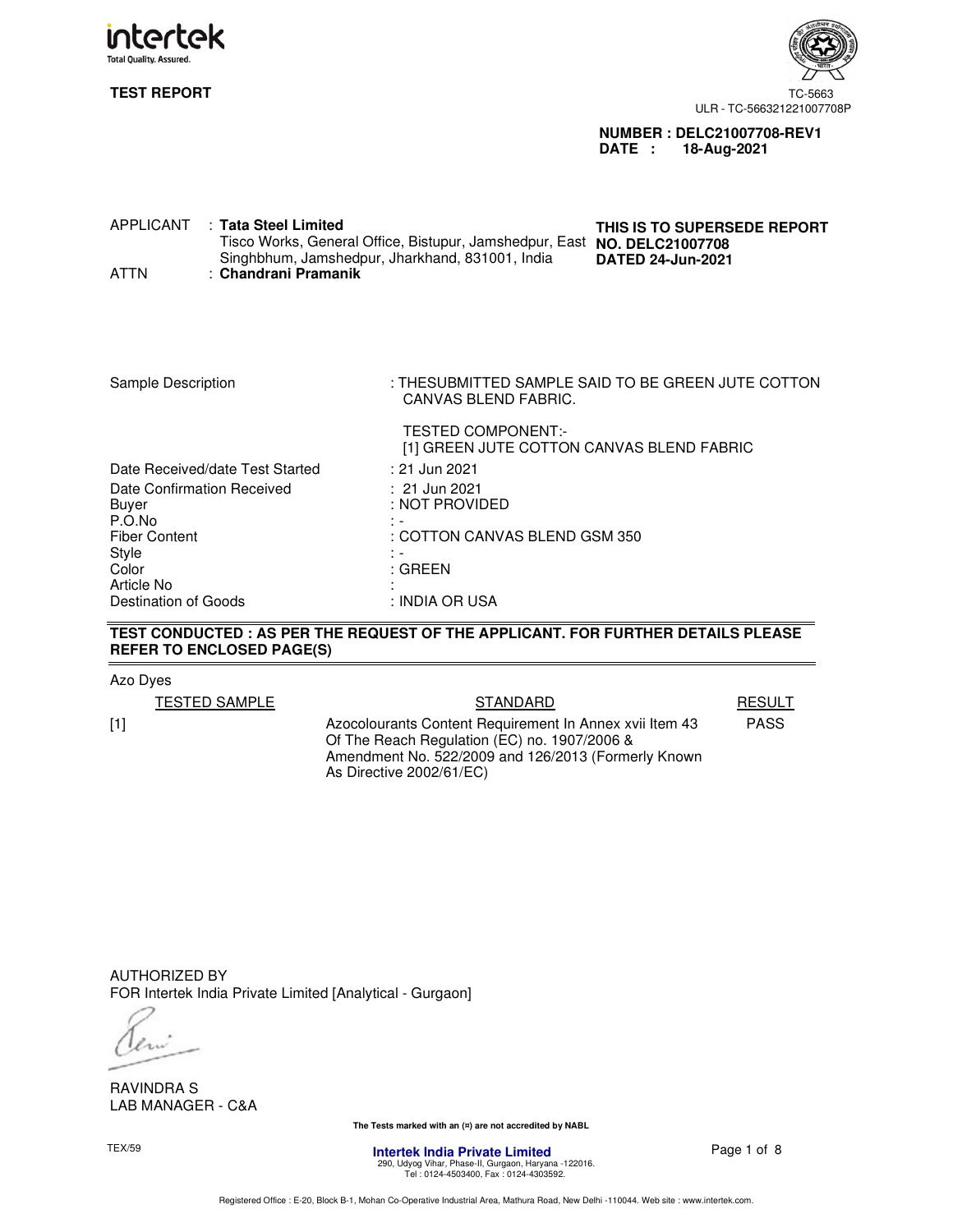**TEST REPORT**

TC-5663
ULR - TC-566321221007708P

**NUMBER : DELC21007708-REV1**
**DATE : 18-Aug-2021**

APPLICANT : **Tata Steel Limited**
Tisco Works, General Office, Bistupur, Jamshedpur, East Singhbhum, Jamshedpur, Jharkhand, 831001, India
ATTN : **Chandrani Pramanik**

**THIS IS TO SUPERSEDE REPORT NO. DELC21007708 DATED 24-Jun-2021**

| | |
|---|---|
| Sample Description | : THESUBMITTED SAMPLE SAID TO BE GREEN JUTE COTTON CANVAS BLEND FABRIC. |
| | TESTED COMPONENT:- [1] GREEN JUTE COTTON CANVAS BLEND FABRIC |
| Date Received/date Test Started | : 21 Jun 2021 |
| Date Confirmation Received | : 21 Jun 2021 |
| Buyer | : NOT PROVIDED |
| P.O.No | : - |
| Fiber Content | : COTTON CANVAS BLEND GSM 350 |
| Style | : - |
| Color | : GREEN |
| Article No | : |
| Destination of Goods | : INDIA OR USA |

**TEST CONDUCTED : AS PER THE REQUEST OF THE APPLICANT. FOR FURTHER DETAILS PLEASE REFER TO ENCLOSED PAGE(S)**

Azo Dyes

| TESTED SAMPLE | STANDARD | RESULT |
|---|---|---|
| [1] | Azocolourants Content Requirement In Annex xvii Item 43 Of The Reach Regulation (EC) no. 1907/2006 & Amendment No. 522/2009 and 126/2013 (Formerly Known As Directive 2002/61/EC) | PASS |

AUTHORIZED BY
FOR Intertek India Private Limited [Analytical - Gurgaon]

RAVINDRA S
LAB MANAGER - C&A

The Tests marked with an (¤) are not accredited by NABL

TEX/59

Intertek India Private Limited
290, Udyog Vihar, Phase-II, Gurgaon, Haryana -122016.
Tel : 0124-4503400, Fax : 0124-4303592.

Registered Office : E-20, Block B-1, Mohan Co-Operative Industrial Area, Mathura Road, New Delhi -110044. Web site : www.intertek.com.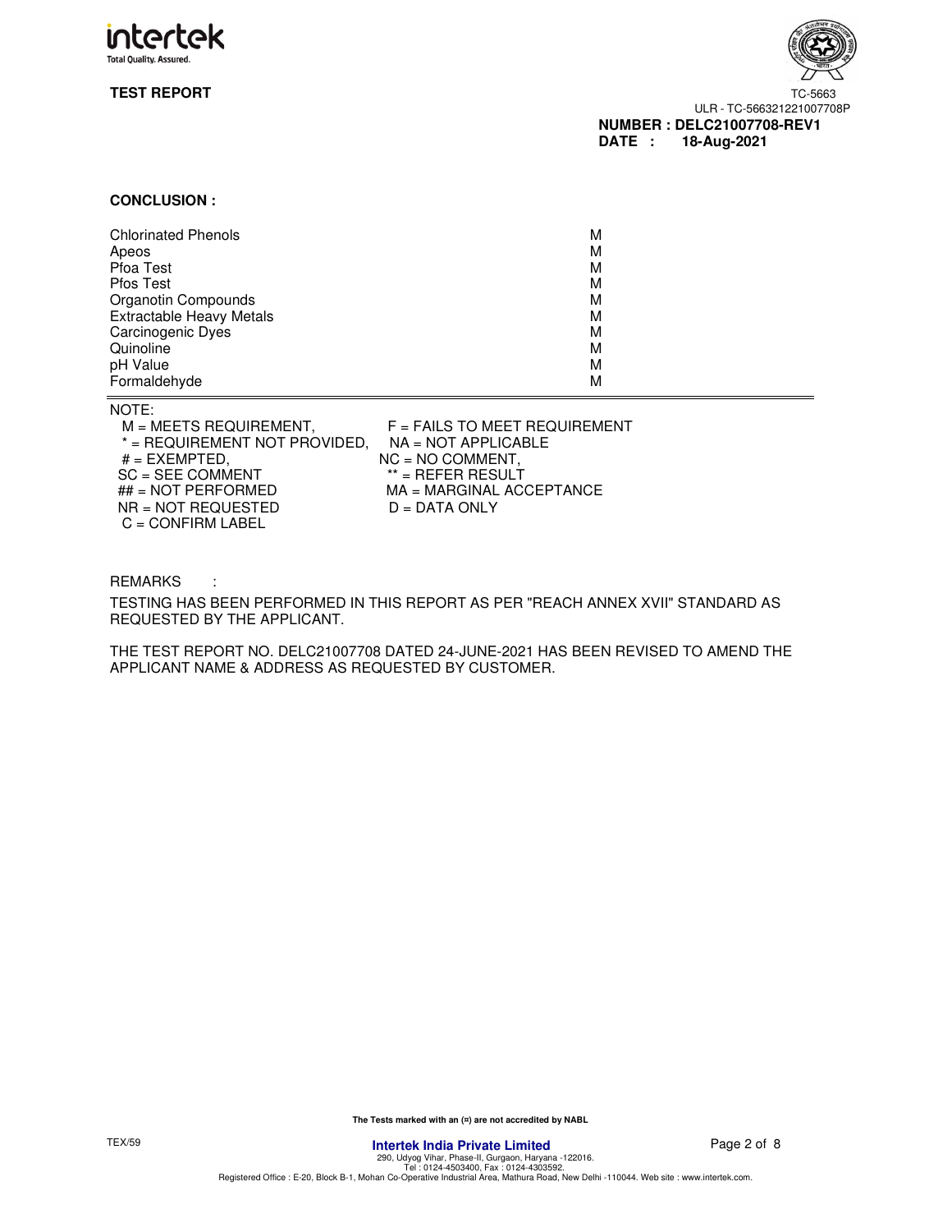**TEST REPORT**

TC-5663

ULR - TC-566321221007708P

**NUMBER : DELC21007708-REV1**

**DATE : 18-Aug-2021**

**CONCLUSION :**

| | |
|---|---|
| Chlorinated Phenols | M |
| Apeos | M |
| Pfoa Test | M |
| Pfos Test | M |
| Organotin Compounds | M |
| Extractable Heavy Metals | M |
| Carcinogenic Dyes | M |
| Quinoline | M |
| pH Value | M |
| Formaldehyde | M |

NOTE:

| | |
|---|---|
| M = MEETS REQUIREMENT, | F = FAILS TO MEET REQUIREMENT |
| * = REQUIREMENT NOT PROVIDED, | NA = NOT APPLICABLE |
| # = EXEMPTED, | NC = NO COMMENT, |
| SC = SEE COMMENT | ** = REFER RESULT |
| ## = NOT PERFORMED | MA = MARGINAL ACCEPTANCE |
| NR = NOT REQUESTED | D = DATA ONLY |
| C = CONFIRM LABEL | |

REMARKS :

TESTING HAS BEEN PERFORMED IN THIS REPORT AS PER "REACH ANNEX XVII" STANDARD AS REQUESTED BY THE APPLICANT.

THE TEST REPORT NO. DELC21007708 DATED 24-JUNE-2021 HAS BEEN REVISED TO AMEND THE APPLICANT NAME & ADDRESS AS REQUESTED BY CUSTOMER.

**The Tests marked with an (¤) are not accredited by NABL**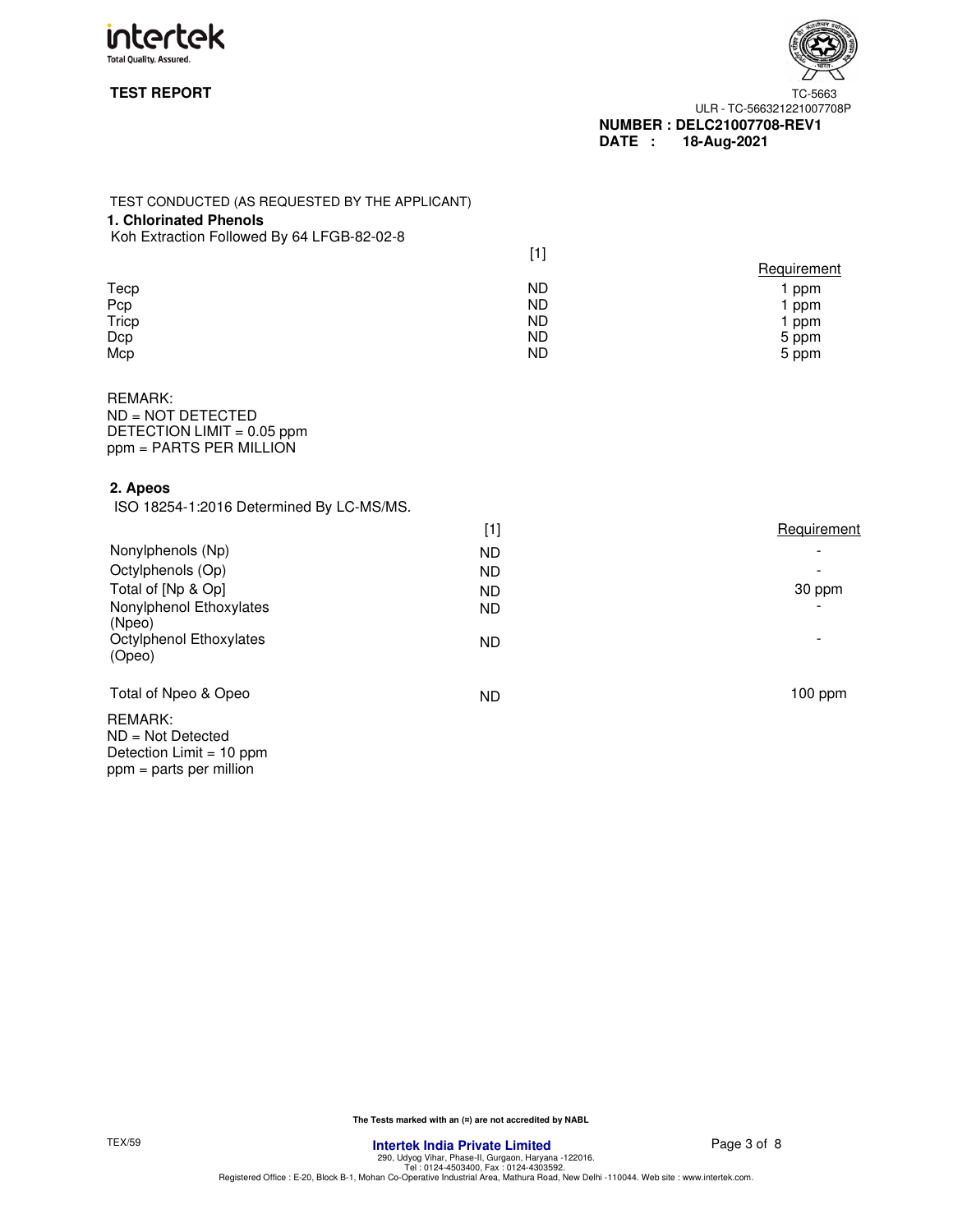**TEST REPORT**

TC-5663
ULR - TC-566321221007708P
**NUMBER : DELC21007708-REV1**
**DATE : 18-Aug-2021**

TEST CONDUCTED (AS REQUESTED BY THE APPLICANT)

**1. Chlorinated Phenols**

Koh Extraction Followed By 64 LFGB-82-02-8

| | [1] | Requirement |
|---|---|---|
| Tecp | ND | 1 ppm |
| Pcp | ND | 1 ppm |
| Tricp | ND | 1 ppm |
| Dcp | ND | 5 ppm |
| Mcp | ND | 5 ppm |

REMARK:
ND = NOT DETECTED
DETECTION LIMIT = 0.05 ppm
ppm = PARTS PER MILLION

**2. Apeos**

ISO 18254-1:2016 Determined By LC-MS/MS.

| | [1] | Requirement |
|---|---|---|
| Nonylphenols (Np) | ND | - |
| Octylphenols (Op) | ND | - |
| Total of [Np & Op] | ND | 30 ppm |
| Nonylphenol Ethoxylates (Npeo) | ND | - |
| Octylphenol Ethoxylates (Opeo) | ND | - |
| Total of Npeo & Opeo | ND | 100 ppm |

REMARK:
ND = Not Detected
Detection Limit = 10 ppm
ppm = parts per million

The Tests marked with an (¤) are not accredited by NABL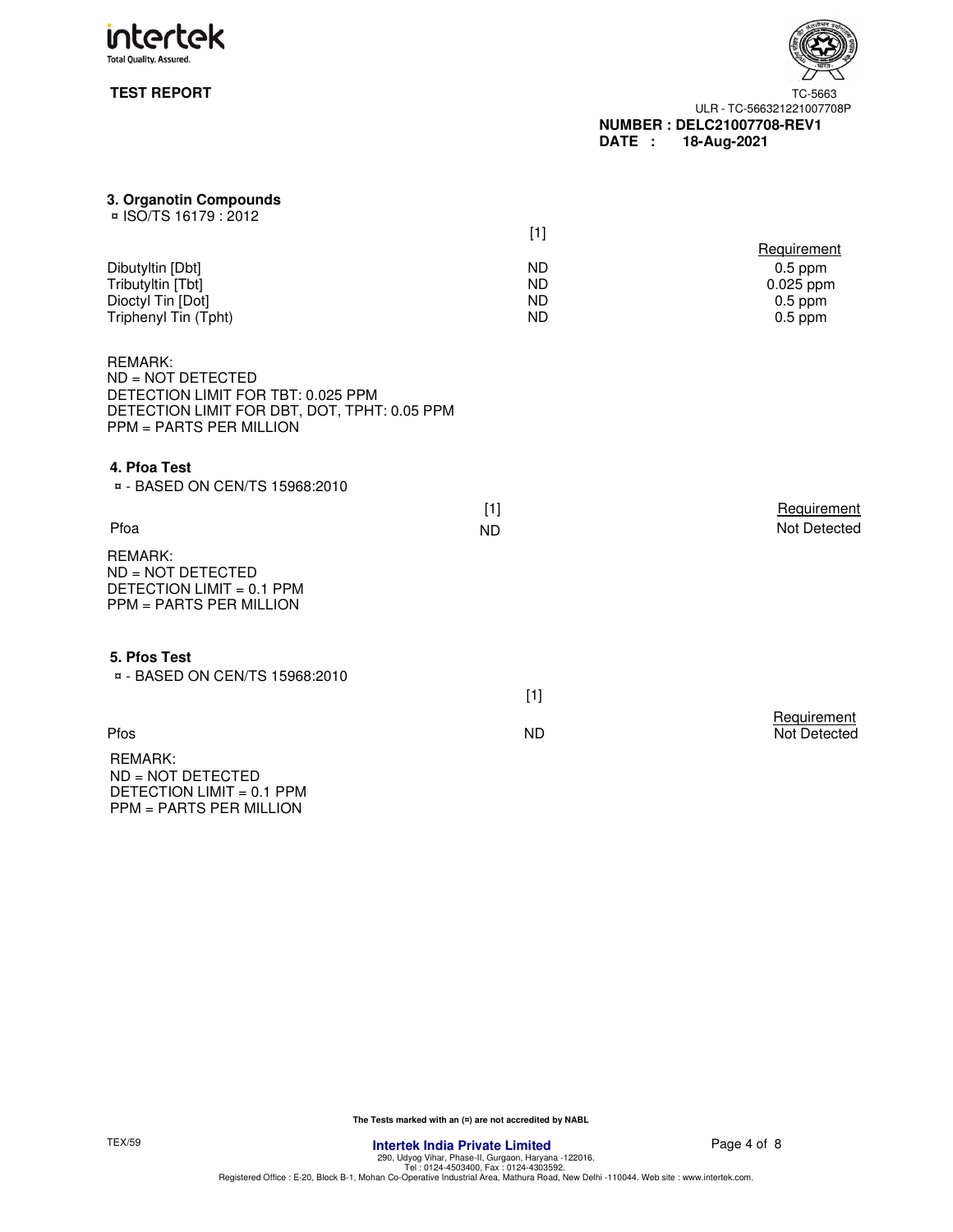**TEST REPORT**

TC-5663
ULR - TC-566321221007708P
**NUMBER : DELC21007708-REV1**
**DATE : 18-Aug-2021**

### 3. Organotin Compounds

¤ ISO/TS 16179 : 2012

| | [1] | Requirement |
|---|---|---|
| Dibutyltin [Dbt] | ND | 0.5 ppm |
| Tributyltin [Tbt] | ND | 0.025 ppm |
| Dioctyl Tin [Dot] | ND | 0.5 ppm |
| Triphenyl Tin (Tpht) | ND | 0.5 ppm |

REMARK:
ND = NOT DETECTED
DETECTION LIMIT FOR TBT: 0.025 PPM
DETECTION LIMIT FOR DBT, DOT, TPHT: 0.05 PPM
PPM = PARTS PER MILLION

### 4. Pfoa Test

¤ - BASED ON CEN/TS 15968:2010

| | [1] | Requirement |
|---|---|---|
| Pfoa | ND | Not Detected |

REMARK:
ND = NOT DETECTED
DETECTION LIMIT = 0.1 PPM
PPM = PARTS PER MILLION

### 5. Pfos Test

¤ - BASED ON CEN/TS 15968:2010

| | [1] | Requirement |
|---|---|---|
| Pfos | ND | Not Detected |

REMARK:
ND = NOT DETECTED
DETECTION LIMIT = 0.1 PPM
PPM = PARTS PER MILLION

**The Tests marked with an (¤) are not accredited by NABL**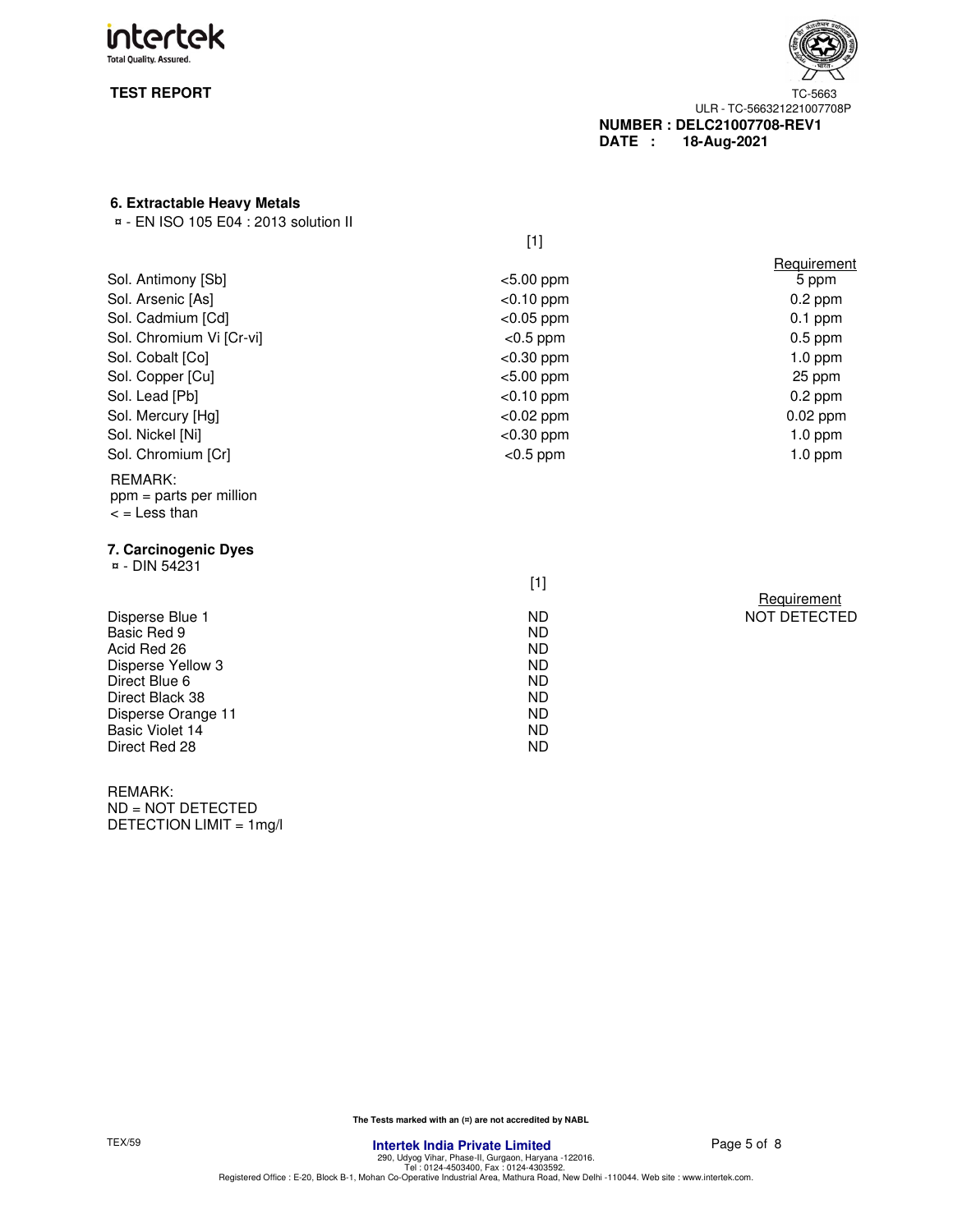TEST REPORT

TC-5663

ULR - TC-566321221007708P

**NUMBER : DELC21007708-REV1**
**DATE : 18-Aug-2021**

### 6. Extractable Heavy Metals

¤ - EN ISO 105 E04 : 2013 solution II

| | [1] | Requirement |
|---|---|---|
| Sol. Antimony [Sb] | <5.00 ppm | 5 ppm |
| Sol. Arsenic [As] | <0.10 ppm | 0.2 ppm |
| Sol. Cadmium [Cd] | <0.05 ppm | 0.1 ppm |
| Sol. Chromium Vi [Cr-vi] | <0.5 ppm | 0.5 ppm |
| Sol. Cobalt [Co] | <0.30 ppm | 1.0 ppm |
| Sol. Copper [Cu] | <5.00 ppm | 25 ppm |
| Sol. Lead [Pb] | <0.10 ppm | 0.2 ppm |
| Sol. Mercury [Hg] | <0.02 ppm | 0.02 ppm |
| Sol. Nickel [Ni] | <0.30 ppm | 1.0 ppm |
| Sol. Chromium [Cr] | <0.5 ppm | 1.0 ppm |

REMARK:
ppm = parts per million
< = Less than

### 7. Carcinogenic Dyes

¤ - DIN 54231

| | [1] | Requirement |
|---|---|---|
| Disperse Blue 1 | ND | NOT DETECTED |
| Basic Red 9 | ND | |
| Acid Red 26 | ND | |
| Disperse Yellow 3 | ND | |
| Direct Blue 6 | ND | |
| Direct Black 38 | ND | |
| Disperse Orange 11 | ND | |
| Basic Violet 14 | ND | |
| Direct Red 28 | ND | |

REMARK:
ND = NOT DETECTED
DETECTION LIMIT = 1mg/l

**The Tests marked with an (¤) are not accredited by NABL**

TEX/59

**Intertek India Private Limited**
290, Udyog Vihar, Phase-II, Gurgaon, Haryana -122016.
Tel : 0124-4503400, Fax : 0124-4303592.
Registered Office : E-20, Block B-1, Mohan Co-Operative Industrial Area, Mathura Road, New Delhi -110044. Web site : www.intertek.com.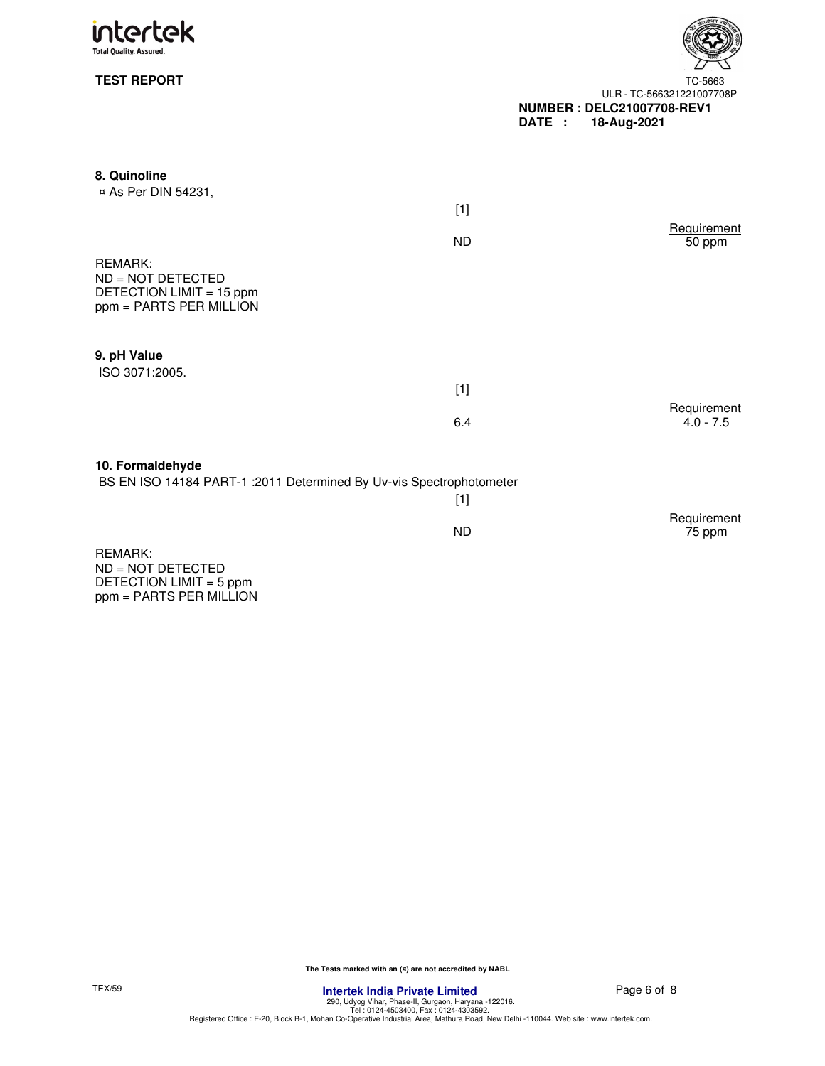## 8. Quinoline

¤ As Per DIN 54231,

| | [1] | Requirement |
|---|---|---|
| | ND | 50 ppm |

REMARK:
ND = NOT DETECTED
DETECTION LIMIT = 15 ppm
ppm = PARTS PER MILLION

## 9. pH Value

ISO 3071:2005.

| | [1] | Requirement |
|---|---|---|
| | 6.4 | 4.0 - 7.5 |

## 10. Formaldehyde

BS EN ISO 14184 PART-1 :2011 Determined By Uv-vis Spectrophotometer

| | [1] | Requirement |
|---|---|---|
| | ND | 75 ppm |

REMARK:
ND = NOT DETECTED
DETECTION LIMIT = 5 ppm
ppm = PARTS PER MILLION

The Tests marked with an (¤) are not accredited by NABL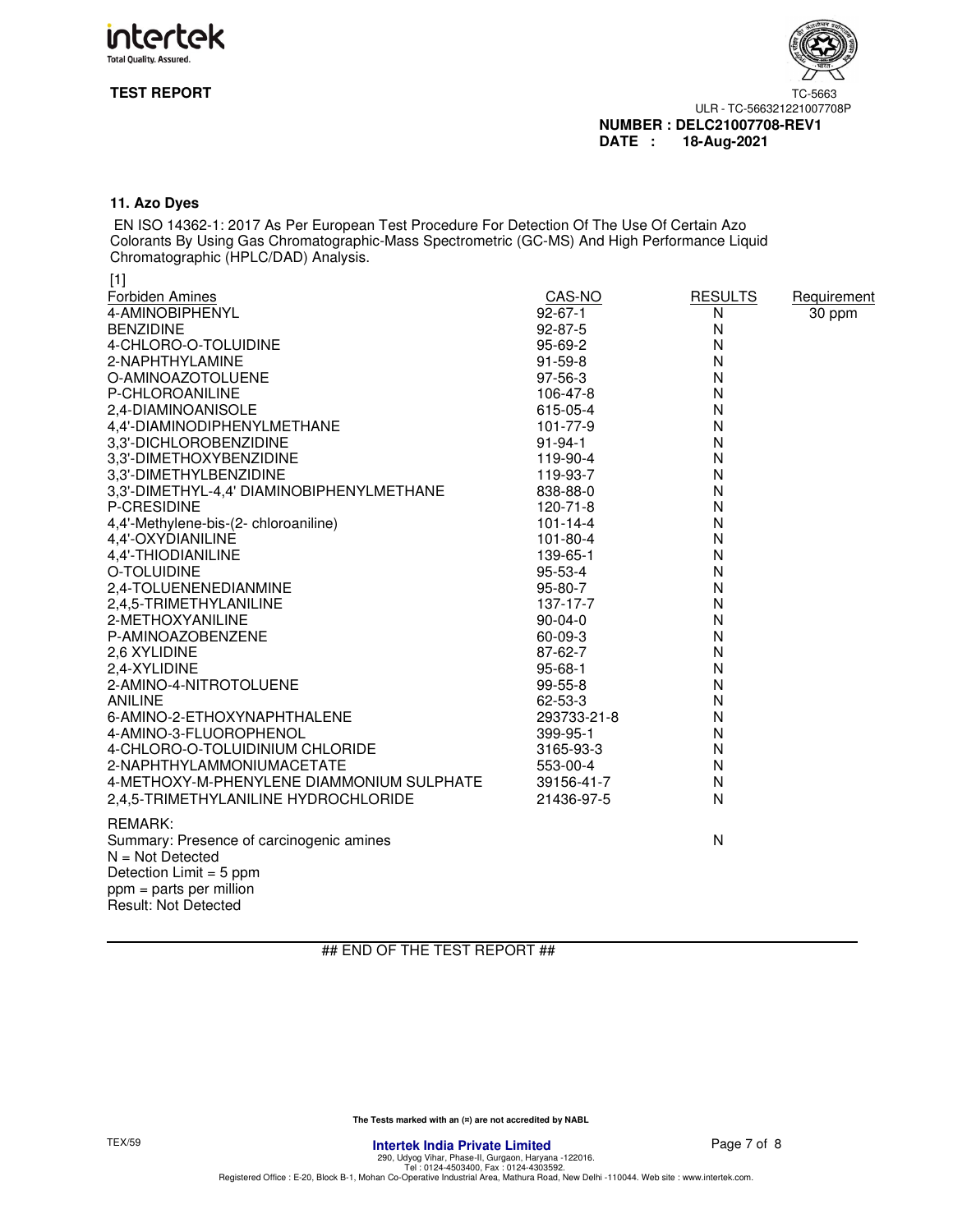**TEST REPORT**

TC-5663

ULR - TC-566321221007708P

**NUMBER : DELC21007708-REV1**

**DATE : 18-Aug-2021**

### 11. Azo Dyes

EN ISO 14362-1: 2017 As Per European Test Procedure For Detection Of The Use Of Certain Azo Colorants By Using Gas Chromatographic-Mass Spectrometric (GC-MS) And High Performance Liquid Chromatographic (HPLC/DAD) Analysis.

[1]

| Forbiden Amines | CAS-NO | RESULTS | Requirement |
|---|---|---|---|
| 4-AMINOBIPHENYL | 92-67-1 | N | 30 ppm |
| BENZIDINE | 92-87-5 | N | |
| 4-CHLORO-O-TOLUIDINE | 95-69-2 | N | |
| 2-NAPHTHYLAMINE | 91-59-8 | N | |
| O-AMINOAZOTOLUENE | 97-56-3 | N | |
| P-CHLOROANILINE | 106-47-8 | N | |
| 2,4-DIAMINOANISOLE | 615-05-4 | N | |
| 4,4'-DIAMINODIPHENYLMETHANE | 101-77-9 | N | |
| 3,3'-DICHLOROBENZIDINE | 91-94-1 | N | |
| 3,3'-DIMETHOXYBENZIDINE | 119-90-4 | N | |
| 3,3'-DIMETHYLBENZIDINE | 119-93-7 | N | |
| 3,3'-DIMETHYL-4,4' DIAMINOBIPHENYLMETHANE | 838-88-0 | N | |
| P-CRESIDINE | 120-71-8 | N | |
| 4,4'-Methylene-bis-(2- chloroaniline) | 101-14-4 | N | |
| 4,4'-OXYDIANILINE | 101-80-4 | N | |
| 4,4'-THIODIANILINE | 139-65-1 | N | |
| O-TOLUIDINE | 95-53-4 | N | |
| 2,4-TOLUENENEDIANMINE | 95-80-7 | N | |
| 2,4,5-TRIMETHYLANILINE | 137-17-7 | N | |
| 2-METHOXYANILINE | 90-04-0 | N | |
| P-AMINOAZOBENZENE | 60-09-3 | N | |
| 2,6 XYLIDINE | 87-62-7 | N | |
| 2,4-XYLIDINE | 95-68-1 | N | |
| 2-AMINO-4-NITROTOLUENE | 99-55-8 | N | |
| ANILINE | 62-53-3 | N | |
| 6-AMINO-2-ETHOXYNAPHTHALENE | 293733-21-8 | N | |
| 4-AMINO-3-FLUOROPHENOL | 399-95-1 | N | |
| 4-CHLORO-O-TOLUIDINIUM CHLORIDE | 3165-93-3 | N | |
| 2-NAPHTHYLAMMONIUMACETATE | 553-00-4 | N | |
| 4-METHOXY-M-PHENYLENE DIAMMONIUM SULPHATE | 39156-41-7 | N | |
| 2,4,5-TRIMETHYLANILINE HYDROCHLORIDE | 21436-97-5 | N | |

REMARK:

Summary: Presence of carcinogenic amines — N

N = Not Detected

Detection Limit = 5 ppm

ppm = parts per million

Result: Not Detected

## END OF THE TEST REPORT ##

The Tests marked with an (¤) are not accredited by NABL

TEX/59

**Intertek India Private Limited**
290, Udyog Vihar, Phase-II, Gurgaon, Haryana -122016.
Tel : 0124-4503400, Fax : 0124-4303592.
Registered Office : E-20, Block B-1, Mohan Co-Operative Industrial Area, Mathura Road, New Delhi -110044. Web site : www.intertek.com.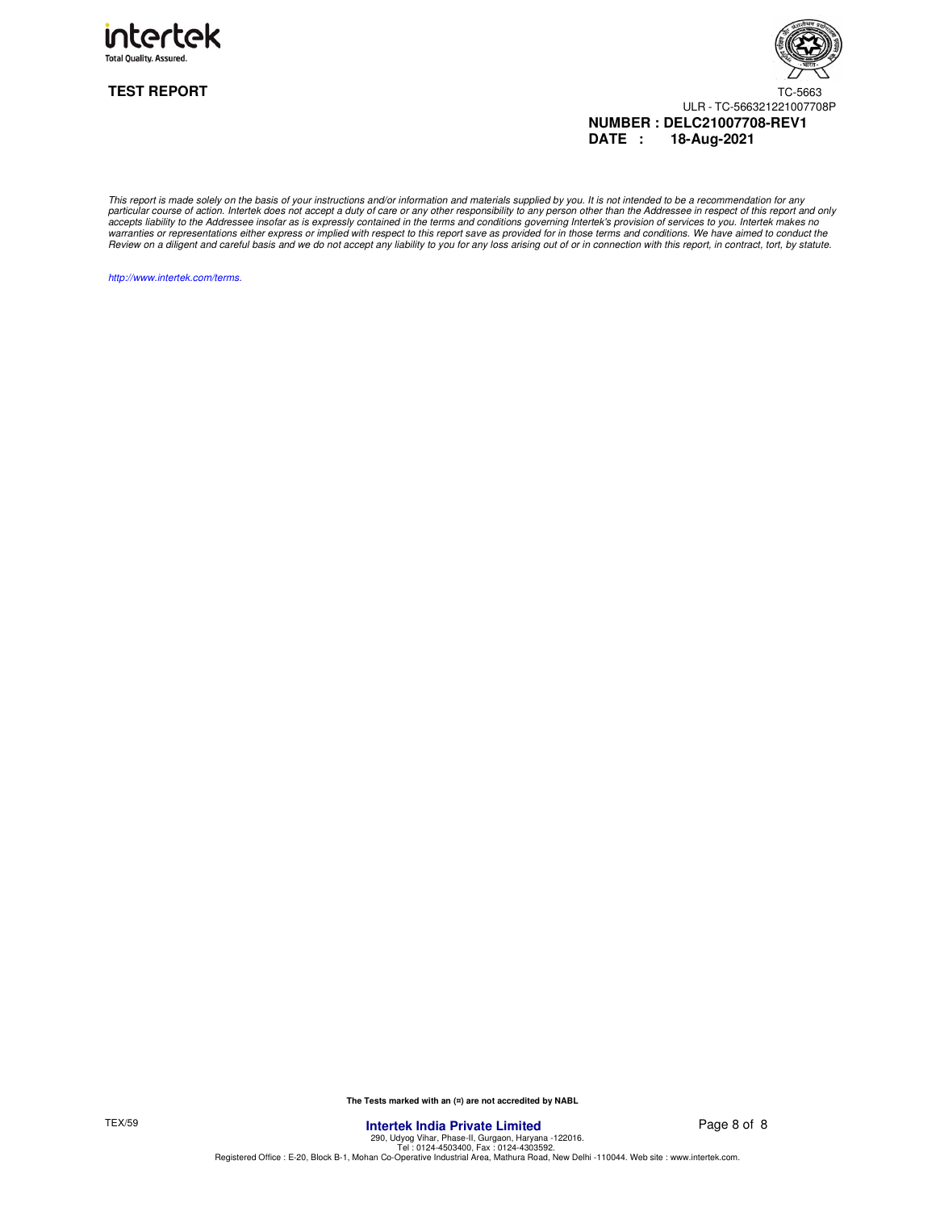**TEST REPORT**

TC-5663

ULR - TC-566321221007708P

**NUMBER : DELC21007708-REV1**

**DATE : 18-Aug-2021**

*This report is made solely on the basis of your instructions and/or information and materials supplied by you. It is not intended to be a recommendation for any particular course of action. Intertek does not accept a duty of care or any other responsibility to any person other than the Addressee in respect of this report and only accepts liability to the Addressee insofar as is expressly contained in the terms and conditions governing Intertek's provision of services to you. Intertek makes no warranties or representations either express or implied with respect to this report save as provided for in those terms and conditions. We have aimed to conduct the Review on a diligent and careful basis and we do not accept any liability to you for any loss arising out of or in connection with this report, in contract, tort, by statute.*

*http://www.intertek.com/terms.*

**The Tests marked with an (¤) are not accredited by NABL**

TEX/59

**Intertek India Private Limited**

290, Udyog Vihar, Phase-II, Gurgaon, Haryana -122016.

Tel : 0124-4503400, Fax : 0124-4303592.

Registered Office : E-20, Block B-1, Mohan Co-Operative Industrial Area, Mathura Road, New Delhi -110044. Web site : www.intertek.com.